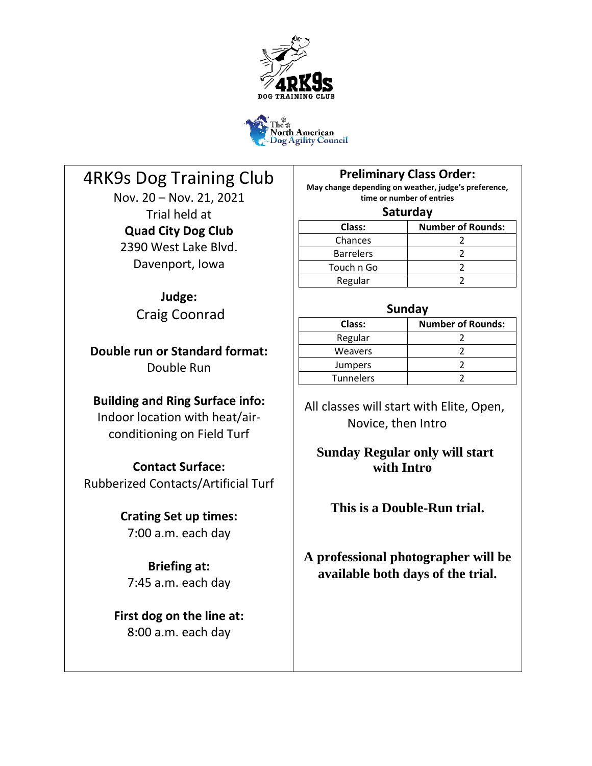4RK9s DOG TRAINING CLUB

The North American Dog Agility Council

# 4RK9s Dog Training Club

Nov. 20 – Nov. 21, 2021

Trial held at

**Quad City Dog Club**

2390 West Lake Blvd.

Davenport, Iowa

**Judge:**

Craig Coonrad

**Double run or Standard format:**

Double Run

**Building and Ring Surface info:**

Indoor location with heat/air-conditioning on Field Turf

**Contact Surface:**

Rubberized Contacts/Artificial Turf

**Crating Set up times:**

7:00 a.m. each day

**Briefing at:**

7:45 a.m. each day

**First dog on the line at:**

8:00 a.m. each day

## Preliminary Class Order:

**May change depending on weather, judge's preference, time or number of entries**

### Saturday

| Class: | Number of Rounds: |
|---|---|
| Chances | 2 |
| Barrelers | 2 |
| Touch n Go | 2 |
| Regular | 2 |

### Sunday

| Class: | Number of Rounds: |
|---|---|
| Regular | 2 |
| Weavers | 2 |
| Jumpers | 2 |
| Tunnelers | 2 |

All classes will start with Elite, Open, Novice, then Intro

**Sunday Regular only will start with Intro**

**This is a Double-Run trial.**

**A professional photographer will be available both days of the trial.**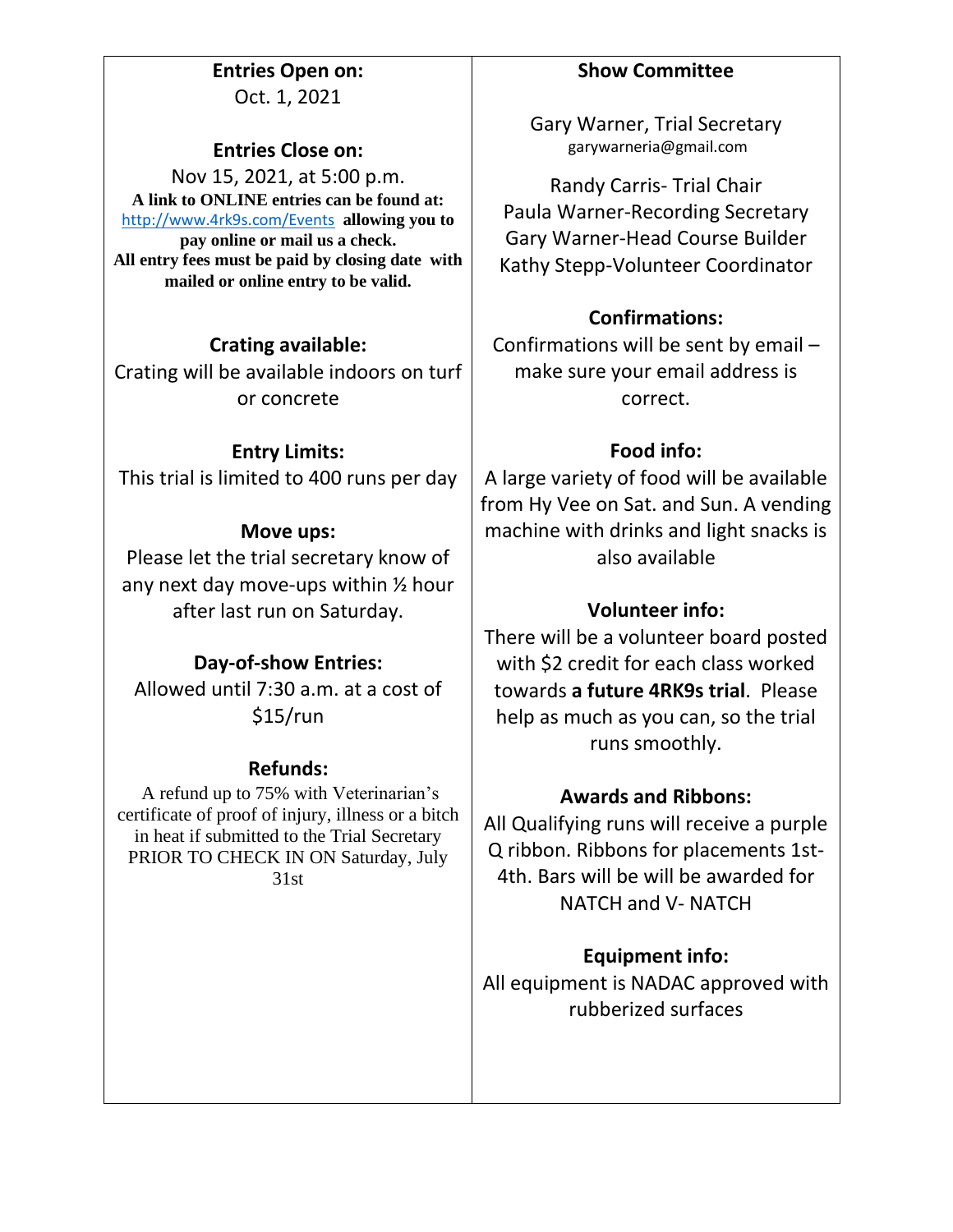### Entries Open on:

Oct. 1, 2021

### Entries Close on:

Nov 15, 2021, at 5:00 p.m.

**A link to ONLINE entries can be found at:** http://www.4rk9s.com/Events **allowing you to pay online or mail us a check.**

**All entry fees must be paid by closing date with mailed or online entry to be valid.**

### Crating available:

Crating will be available indoors on turf or concrete

### Entry Limits:

This trial is limited to 400 runs per day

### Move ups:

Please let the trial secretary know of any next day move-ups within ½ hour after last run on Saturday.

### Day-of-show Entries:

Allowed until 7:30 a.m. at a cost of $15/run

### Refunds:

A refund up to 75% with Veterinarian's certificate of proof of injury, illness or a bitch in heat if submitted to the Trial Secretary PRIOR TO CHECK IN ON Saturday, July 31st

### Show Committee

Gary Warner, Trial Secretary
garywarneria@gmail.com

Randy Carris- Trial Chair
Paula Warner-Recording Secretary
Gary Warner-Head Course Builder
Kathy Stepp-Volunteer Coordinator

### Confirmations:

Confirmations will be sent by email – make sure your email address is correct.

### Food info:

A large variety of food will be available from Hy Vee on Sat. and Sun. A vending machine with drinks and light snacks is also available

### Volunteer info:

There will be a volunteer board posted with $2 credit for each class worked towards **a future 4RK9s trial**. Please help as much as you can, so the trial runs smoothly.

### Awards and Ribbons:

All Qualifying runs will receive a purple Q ribbon. Ribbons for placements 1st-4th. Bars will be will be awarded for NATCH and V- NATCH

### Equipment info:

All equipment is NADAC approved with rubberized surfaces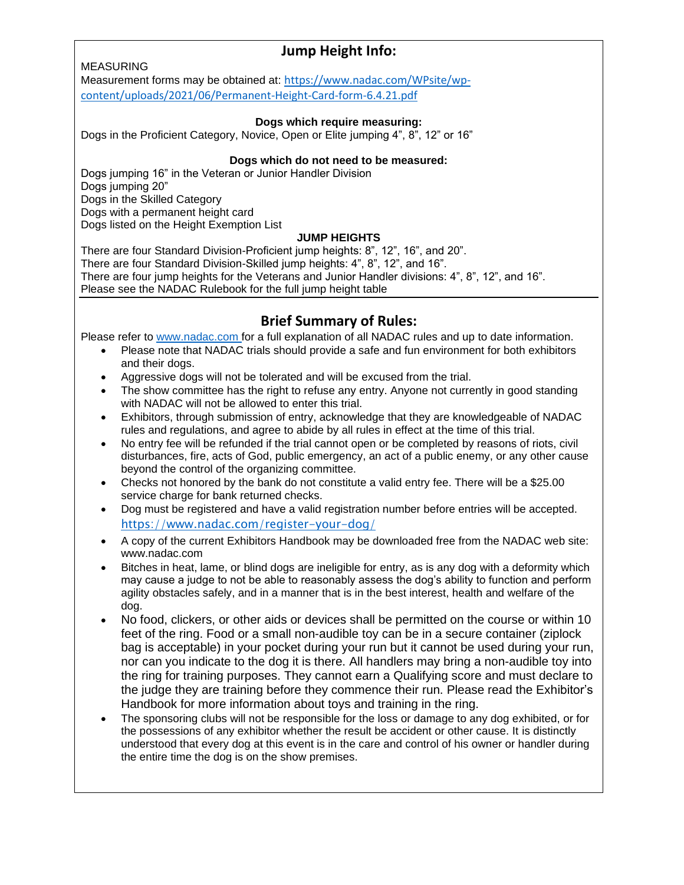## Jump Height Info:

MEASURING

Measurement forms may be obtained at: https://www.nadac.com/WPsite/wp-content/uploads/2021/06/Permanent-Height-Card-form-6.4.21.pdf

**Dogs which require measuring:**

Dogs in the Proficient Category, Novice, Open or Elite jumping 4", 8", 12" or 16"

**Dogs which do not need to be measured:**

Dogs jumping 16" in the Veteran or Junior Handler Division
Dogs jumping 20"
Dogs in the Skilled Category
Dogs with a permanent height card
Dogs listed on the Height Exemption List

**JUMP HEIGHTS**

There are four Standard Division-Proficient jump heights: 8", 12", 16", and 20".
There are four Standard Division-Skilled jump heights: 4", 8", 12", and 16".
There are four jump heights for the Veterans and Junior Handler divisions: 4", 8", 12", and 16".
Please see the NADAC Rulebook for the full jump height table

## Brief Summary of Rules:

Please refer to www.nadac.com for a full explanation of all NADAC rules and up to date information.

- Please note that NADAC trials should provide a safe and fun environment for both exhibitors and their dogs.
- Aggressive dogs will not be tolerated and will be excused from the trial.
- The show committee has the right to refuse any entry. Anyone not currently in good standing with NADAC will not be allowed to enter this trial.
- Exhibitors, through submission of entry, acknowledge that they are knowledgeable of NADAC rules and regulations, and agree to abide by all rules in effect at the time of this trial.
- No entry fee will be refunded if the trial cannot open or be completed by reasons of riots, civil disturbances, fire, acts of God, public emergency, an act of a public enemy, or any other cause beyond the control of the organizing committee.
- Checks not honored by the bank do not constitute a valid entry fee. There will be a $25.00 service charge for bank returned checks.
- Dog must be registered and have a valid registration number before entries will be accepted. https://www.nadac.com/register-your-dog/
- A copy of the current Exhibitors Handbook may be downloaded free from the NADAC web site: www.nadac.com
- Bitches in heat, lame, or blind dogs are ineligible for entry, as is any dog with a deformity which may cause a judge to not be able to reasonably assess the dog's ability to function and perform agility obstacles safely, and in a manner that is in the best interest, health and welfare of the dog.
- No food, clickers, or other aids or devices shall be permitted on the course or within 10 feet of the ring. Food or a small non-audible toy can be in a secure container (ziplock bag is acceptable) in your pocket during your run but it cannot be used during your run, nor can you indicate to the dog it is there. All handlers may bring a non-audible toy into the ring for training purposes. They cannot earn a Qualifying score and must declare to the judge they are training before they commence their run. Please read the Exhibitor's Handbook for more information about toys and training in the ring.
- The sponsoring clubs will not be responsible for the loss or damage to any dog exhibited, or for the possessions of any exhibitor whether the result be accident or other cause. It is distinctly understood that every dog at this event is in the care and control of his owner or handler during the entire time the dog is on the show premises.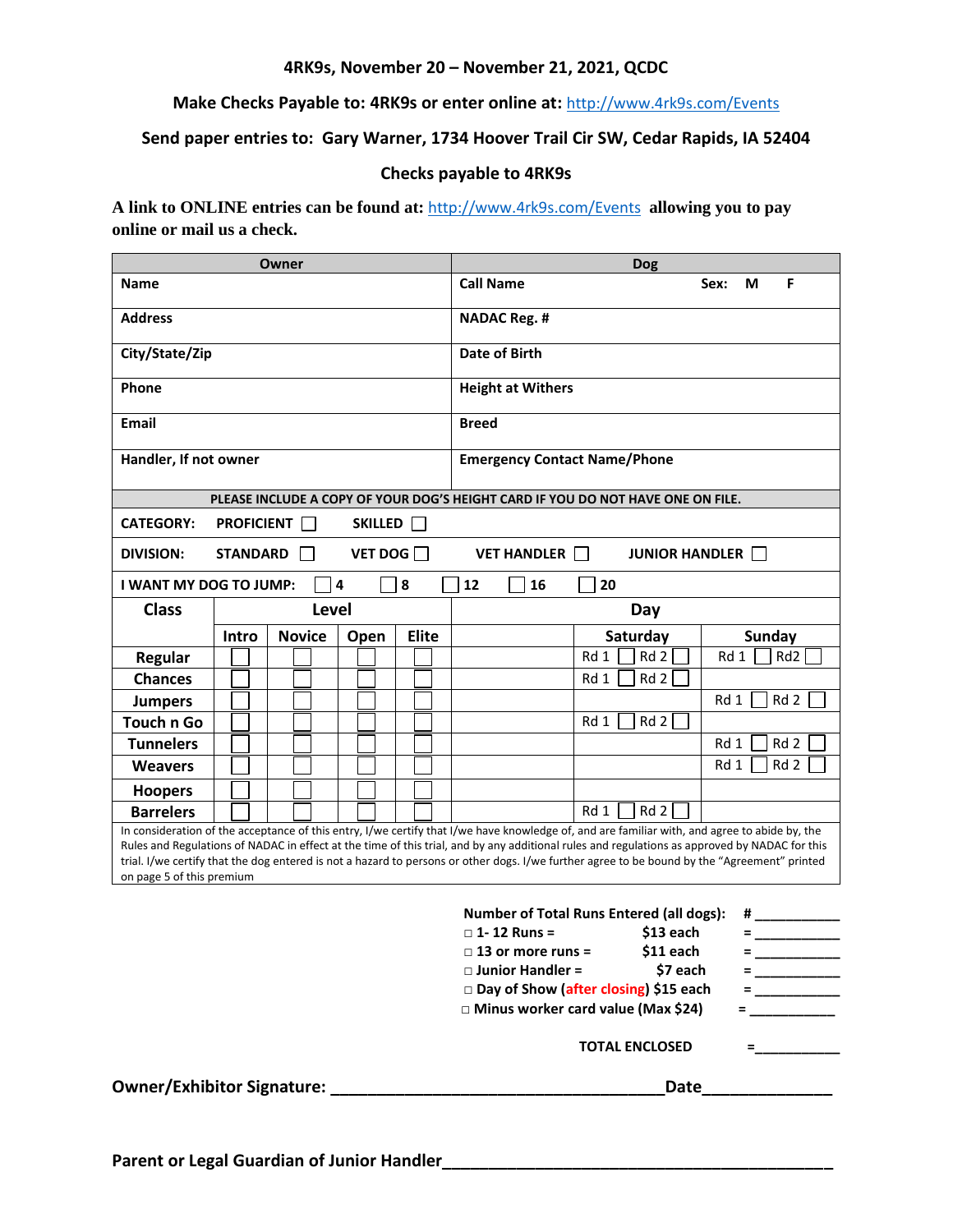**4RK9s, November 20 – November 21, 2021, QCDC**

**Make Checks Payable to: 4RK9s or enter online at:** http://www.4rk9s.com/Events

**Send paper entries to: Gary Warner, 1734 Hoover Trail Cir SW, Cedar Rapids, IA 52404**

**Checks payable to 4RK9s**

**A link to ONLINE entries can be found at:** http://www.4rk9s.com/Events **allowing you to pay online or mail us a check.**

| Owner | Dog |
|---|---|
| Name | Call Name    Sex: M F |
| Address | NADAC Reg. # |
| City/State/Zip | Date of Birth |
| Phone | Height at Withers |
| Email | Breed |
| Handler, If not owner | Emergency Contact Name/Phone |

**PLEASE INCLUDE A COPY OF YOUR DOG'S HEIGHT CARD IF YOU DO NOT HAVE ONE ON FILE.**

**CATEGORY:** PROFICIENT ☐ SKILLED ☐

**DIVISION:** STANDARD ☐ VET DOG ☐ VET HANDLER ☐ JUNIOR HANDLER ☐

**I WANT MY DOG TO JUMP:** ☐ 4 ☐ 8 ☐ 12 ☐ 16 ☐ 20

| Class | Level | | | | Day | |
|---|---|---|---|---|---|---|
| | Intro | Novice | Open | Elite | Saturday | Sunday |
| Regular | ☐ | ☐ | ☐ | ☐ | Rd 1 ☐ Rd 2 ☐ | Rd 1 ☐ Rd2 ☐ |
| Chances | ☐ | ☐ | ☐ | ☐ | Rd 1 ☐ Rd 2 ☐ | |
| Jumpers | ☐ | ☐ | ☐ | ☐ | | Rd 1 ☐ Rd 2 ☐ |
| Touch n Go | ☐ | ☐ | ☐ | ☐ | Rd 1 ☐ Rd 2 ☐ | |
| Tunnelers | ☐ | ☐ | ☐ | ☐ | | Rd 1 ☐ Rd 2 ☐ |
| Weavers | ☐ | ☐ | ☐ | ☐ | | Rd 1 ☐ Rd 2 ☐ |
| Hoopers | ☐ | ☐ | ☐ | ☐ | | |
| Barrelers | ☐ | ☐ | ☐ | ☐ | Rd 1 ☐ Rd 2 ☐ | |

In consideration of the acceptance of this entry, I/we certify that I/we have knowledge of, and are familiar with, and agree to abide by, the Rules and Regulations of NADAC in effect at the time of this trial, and by any additional rules and regulations as approved by NADAC for this trial. I/we certify that the dog entered is not a hazard to persons or other dogs. I/we further agree to be bound by the "Agreement" printed on page 5 of this premium

**Number of Total Runs Entered (all dogs):** # ___________

- ☐ 1- 12 Runs = $13 each = ___________
- ☐ 13 or more runs = $11 each = ___________
- ☐ Junior Handler = $7 each = ___________
- ☐ Day of Show (after closing) $15 each = ___________
- ☐ Minus worker card value (Max $24) = ___________

**TOTAL ENCLOSED** =___________

**Owner/Exhibitor Signature:** ____________________________________**Date**______________

**Parent or Legal Guardian of Junior Handler**__________________________________________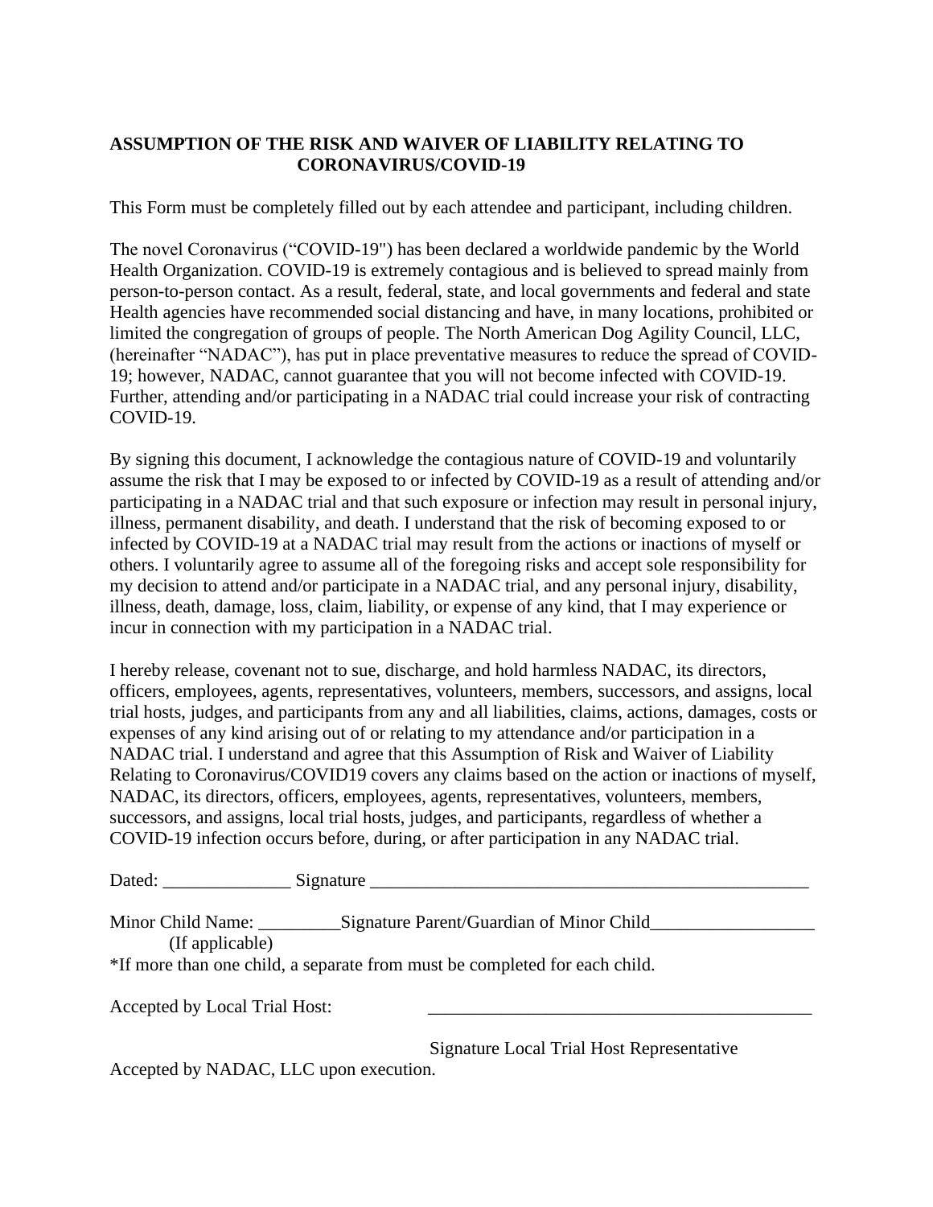**ASSUMPTION OF THE RISK AND WAIVER OF LIABILITY RELATING TO CORONAVIRUS/COVID-19**

This Form must be completely filled out by each attendee and participant, including children.

The novel Coronavirus ("COVID-19") has been declared a worldwide pandemic by the World Health Organization. COVID-19 is extremely contagious and is believed to spread mainly from person-to-person contact. As a result, federal, state, and local governments and federal and state Health agencies have recommended social distancing and have, in many locations, prohibited or limited the congregation of groups of people. The North American Dog Agility Council, LLC, (hereinafter "NADAC"), has put in place preventative measures to reduce the spread of COVID-19; however, NADAC, cannot guarantee that you will not become infected with COVID-19. Further, attending and/or participating in a NADAC trial could increase your risk of contracting COVID-19.

By signing this document, I acknowledge the contagious nature of COVID-19 and voluntarily assume the risk that I may be exposed to or infected by COVID-19 as a result of attending and/or participating in a NADAC trial and that such exposure or infection may result in personal injury, illness, permanent disability, and death. I understand that the risk of becoming exposed to or infected by COVID-19 at a NADAC trial may result from the actions or inactions of myself or others. I voluntarily agree to assume all of the foregoing risks and accept sole responsibility for my decision to attend and/or participate in a NADAC trial, and any personal injury, disability, illness, death, damage, loss, claim, liability, or expense of any kind, that I may experience or incur in connection with my participation in a NADAC trial.

I hereby release, covenant not to sue, discharge, and hold harmless NADAC, its directors, officers, employees, agents, representatives, volunteers, members, successors, and assigns, local trial hosts, judges, and participants from any and all liabilities, claims, actions, damages, costs or expenses of any kind arising out of or relating to my attendance and/or participation in a NADAC trial. I understand and agree that this Assumption of Risk and Waiver of Liability Relating to Coronavirus/COVID19 covers any claims based on the action or inactions of myself, NADAC, its directors, officers, employees, agents, representatives, volunteers, members, successors, and assigns, local trial hosts, judges, and participants, regardless of whether a COVID-19 infection occurs before, during, or after participation in any NADAC trial.

Dated: ______________ Signature __________________________________________________

Minor Child Name: _________Signature Parent/Guardian of Minor Child__________________
(If applicable)

*If more than one child, a separate from must be completed for each child.

Accepted by Local Trial Host: ____________________________________________

Signature Local Trial Host Representative

Accepted by NADAC, LLC upon execution.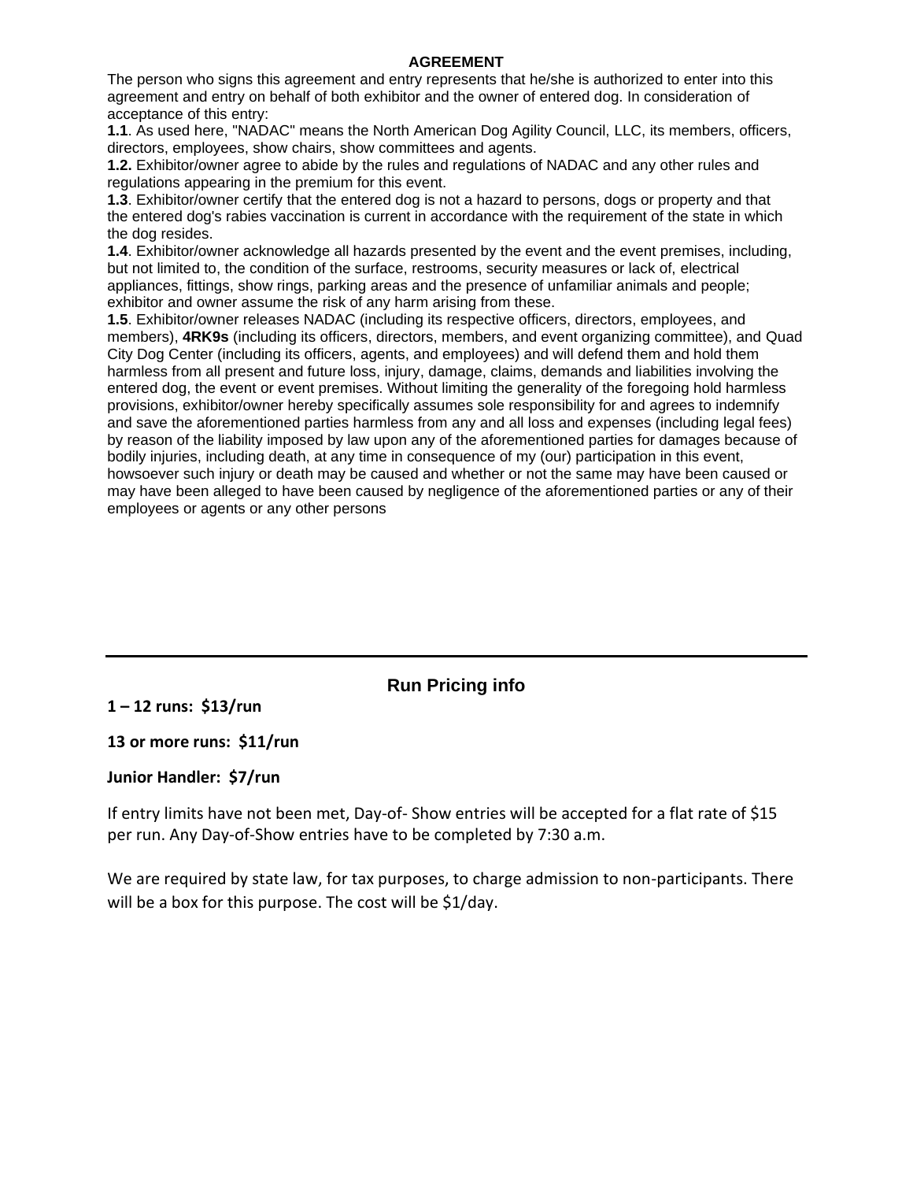## AGREEMENT

The person who signs this agreement and entry represents that he/she is authorized to enter into this agreement and entry on behalf of both exhibitor and the owner of entered dog. In consideration of acceptance of this entry:

**1.1**. As used here, "NADAC" means the North American Dog Agility Council, LLC, its members, officers, directors, employees, show chairs, show committees and agents.

**1.2.** Exhibitor/owner agree to abide by the rules and regulations of NADAC and any other rules and regulations appearing in the premium for this event.

**1.3**. Exhibitor/owner certify that the entered dog is not a hazard to persons, dogs or property and that the entered dog's rabies vaccination is current in accordance with the requirement of the state in which the dog resides.

**1.4**. Exhibitor/owner acknowledge all hazards presented by the event and the event premises, including, but not limited to, the condition of the surface, restrooms, security measures or lack of, electrical appliances, fittings, show rings, parking areas and the presence of unfamiliar animals and people; exhibitor and owner assume the risk of any harm arising from these.

**1.5**. Exhibitor/owner releases NADAC (including its respective officers, directors, employees, and members), **4RK9s** (including its officers, directors, members, and event organizing committee), and Quad City Dog Center (including its officers, agents, and employees) and will defend them and hold them harmless from all present and future loss, injury, damage, claims, demands and liabilities involving the entered dog, the event or event premises. Without limiting the generality of the foregoing hold harmless provisions, exhibitor/owner hereby specifically assumes sole responsibility for and agrees to indemnify and save the aforementioned parties harmless from any and all loss and expenses (including legal fees) by reason of the liability imposed by law upon any of the aforementioned parties for damages because of bodily injuries, including death, at any time in consequence of my (our) participation in this event, howsoever such injury or death may be caused and whether or not the same may have been caused or may have been alleged to have been caused by negligence of the aforementioned parties or any of their employees or agents or any other persons

---

## Run Pricing info

**1 – 12 runs: $13/run**

**13 or more runs: $11/run**

**Junior Handler: $7/run**

If entry limits have not been met, Day-of- Show entries will be accepted for a flat rate of $15 per run. Any Day-of-Show entries have to be completed by 7:30 a.m.

We are required by state law, for tax purposes, to charge admission to non-participants. There will be a box for this purpose. The cost will be $1/day.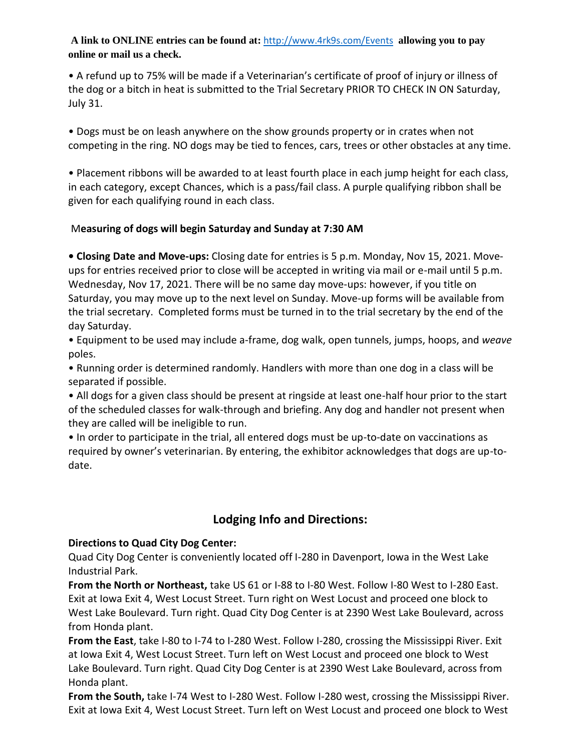**A link to ONLINE entries can be found at:** http://www.4rk9s.com/Events **allowing you to pay online or mail us a check.**

• A refund up to 75% will be made if a Veterinarian's certificate of proof of injury or illness of the dog or a bitch in heat is submitted to the Trial Secretary PRIOR TO CHECK IN ON Saturday, July 31.

• Dogs must be on leash anywhere on the show grounds property or in crates when not competing in the ring. NO dogs may be tied to fences, cars, trees or other obstacles at any time.

• Placement ribbons will be awarded to at least fourth place in each jump height for each class, in each category, except Chances, which is a pass/fail class. A purple qualifying ribbon shall be given for each qualifying round in each class.

M**easuring of dogs will begin Saturday and Sunday at 7:30 AM**

• **Closing Date and Move-ups:** Closing date for entries is 5 p.m. Monday, Nov 15, 2021. Move-ups for entries received prior to close will be accepted in writing via mail or e-mail until 5 p.m. Wednesday, Nov 17, 2021. There will be no same day move-ups: however, if you title on Saturday, you may move up to the next level on Sunday. Move-up forms will be available from the trial secretary. Completed forms must be turned in to the trial secretary by the end of the day Saturday.

• Equipment to be used may include a-frame, dog walk, open tunnels, jumps, hoops, and *weave* poles.

• Running order is determined randomly. Handlers with more than one dog in a class will be separated if possible.

• All dogs for a given class should be present at ringside at least one-half hour prior to the start of the scheduled classes for walk-through and briefing. Any dog and handler not present when they are called will be ineligible to run.

• In order to participate in the trial, all entered dogs must be up-to-date on vaccinations as required by owner's veterinarian. By entering, the exhibitor acknowledges that dogs are up-to-date.

## Lodging Info and Directions:

**Directions to Quad City Dog Center:**

Quad City Dog Center is conveniently located off I-280 in Davenport, Iowa in the West Lake Industrial Park.

**From the North or Northeast,** take US 61 or I-88 to I-80 West. Follow I-80 West to I-280 East. Exit at Iowa Exit 4, West Locust Street. Turn right on West Locust and proceed one block to West Lake Boulevard. Turn right. Quad City Dog Center is at 2390 West Lake Boulevard, across from Honda plant.

**From the East**, take I-80 to I-74 to I-280 West. Follow I-280, crossing the Mississippi River. Exit at Iowa Exit 4, West Locust Street. Turn left on West Locust and proceed one block to West Lake Boulevard. Turn right. Quad City Dog Center is at 2390 West Lake Boulevard, across from Honda plant.

**From the South,** take I-74 West to I-280 West. Follow I-280 west, crossing the Mississippi River. Exit at Iowa Exit 4, West Locust Street. Turn left on West Locust and proceed one block to West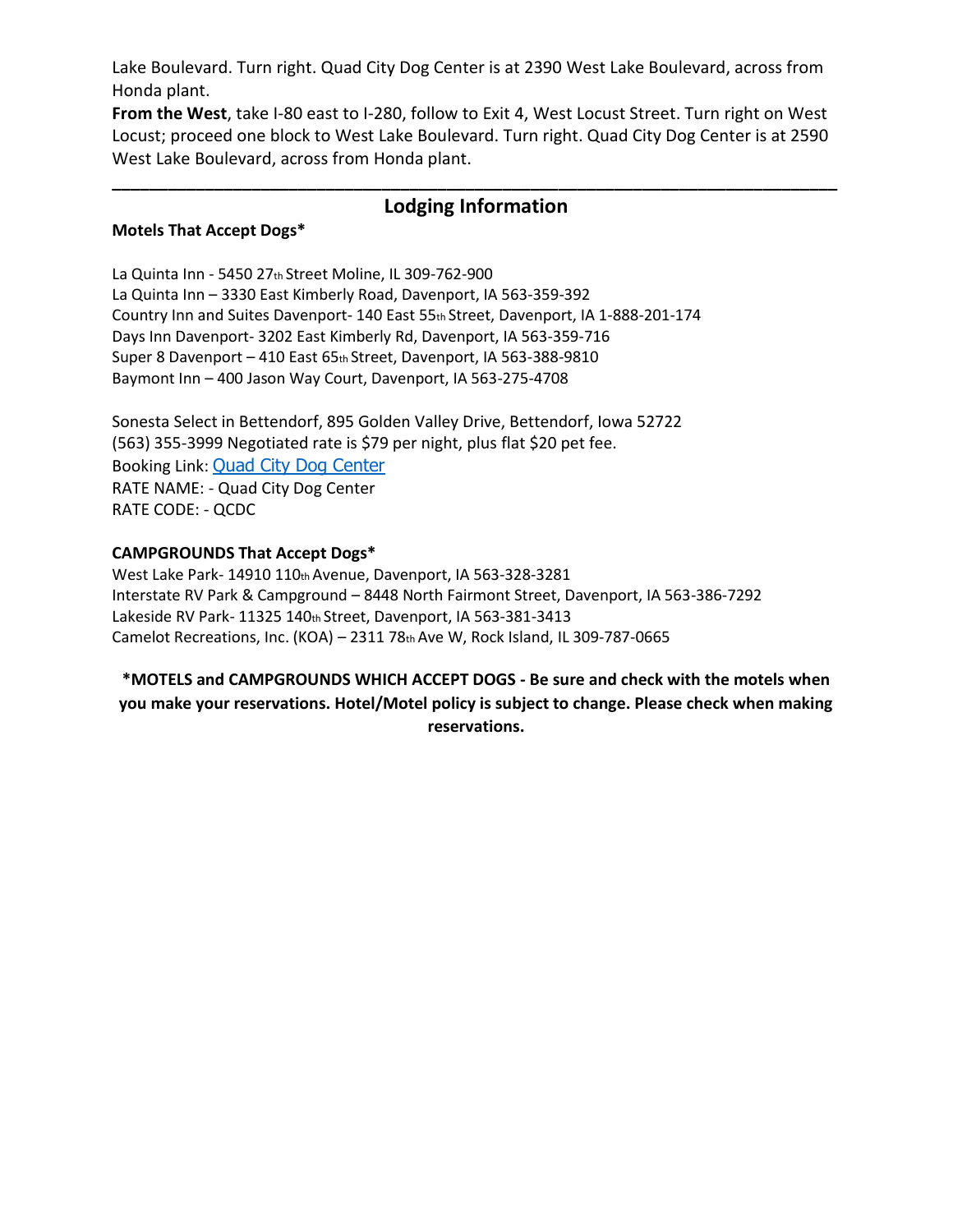Lake Boulevard. Turn right. Quad City Dog Center is at 2390 West Lake Boulevard, across from Honda plant.

**From the West**, take I-80 east to I-280, follow to Exit 4, West Locust Street. Turn right on West Locust; proceed one block to West Lake Boulevard. Turn right. Quad City Dog Center is at 2590 West Lake Boulevard, across from Honda plant.

---

## Lodging Information

**Motels That Accept Dogs***

La Quinta Inn - 5450 27th Street Moline, IL 309-762-900
La Quinta Inn – 3330 East Kimberly Road, Davenport, IA 563-359-392
Country Inn and Suites Davenport- 140 East 55th Street, Davenport, IA 1-888-201-174
Days Inn Davenport- 3202 East Kimberly Rd, Davenport, IA 563-359-716
Super 8 Davenport – 410 East 65th Street, Davenport, IA 563-388-9810
Baymont Inn – 400 Jason Way Court, Davenport, IA 563-275-4708

Sonesta Select in Bettendorf, 895 Golden Valley Drive, Bettendorf, Iowa 52722
(563) 355-3999 Negotiated rate is $79 per night, plus flat $20 pet fee.
Booking Link: Quad City Dog Center
RATE NAME: - Quad City Dog Center
RATE CODE: - QCDC

**CAMPGROUNDS That Accept Dogs***

West Lake Park- 14910 110th Avenue, Davenport, IA 563-328-3281
Interstate RV Park & Campground – 8448 North Fairmont Street, Davenport, IA 563-386-7292
Lakeside RV Park- 11325 140th Street, Davenport, IA 563-381-3413
Camelot Recreations, Inc. (KOA) – 2311 78th Ave W, Rock Island, IL 309-787-0665

**\*MOTELS and CAMPGROUNDS WHICH ACCEPT DOGS - Be sure and check with the motels when you make your reservations. Hotel/Motel policy is subject to change. Please check when making reservations.**